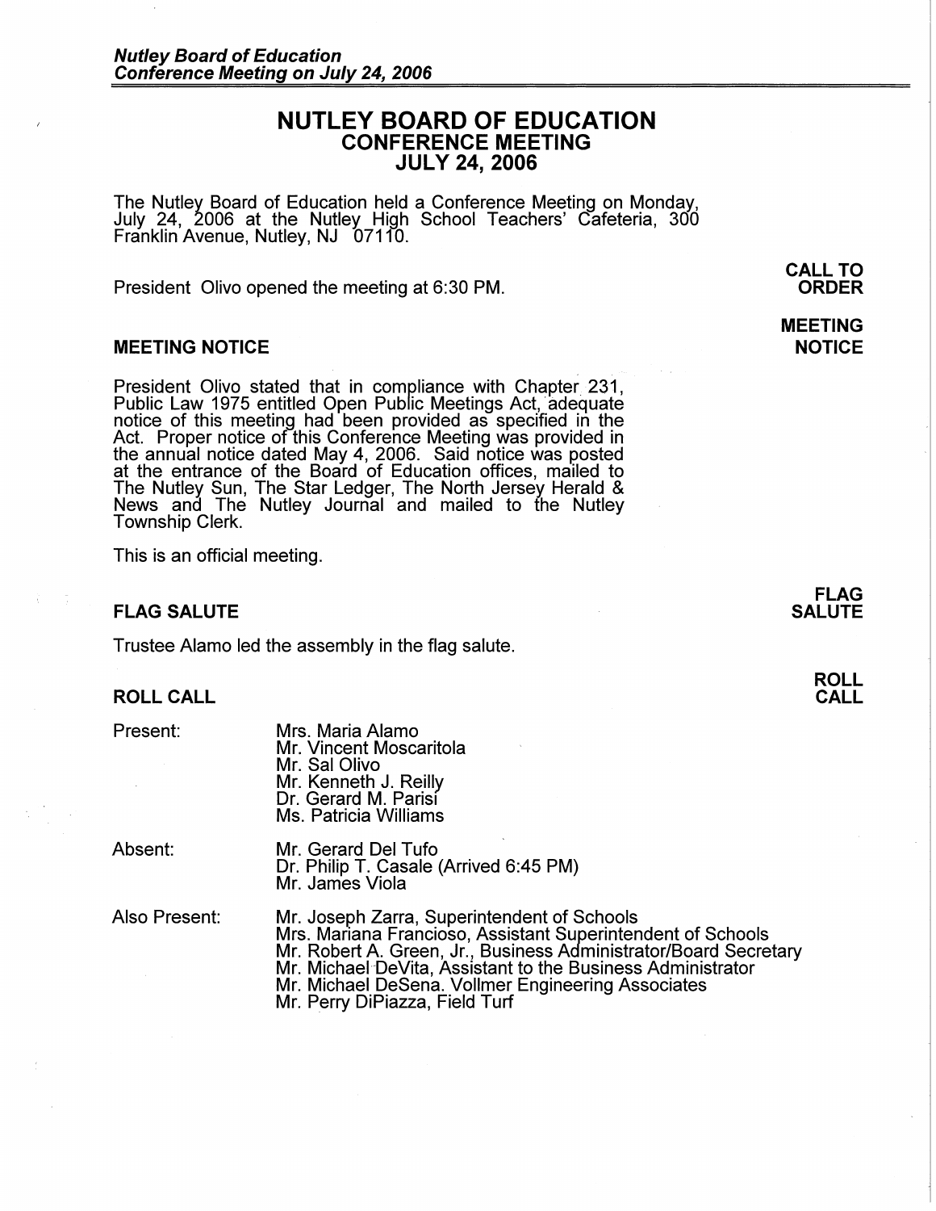# NUTLEY BOARD OF EDUCATION
## CONFERENCE MEETING
## JULY 24, 2006

The Nutley Board of Education held a Conference Meeting on Monday, July 24, 2006 at the Nutley High School Teachers' Cafeteria, 300 Franklin Avenue, Nutley, NJ 07110.

**CALL TO ORDER**

President Olivo opened the meeting at 6:30 PM.

### MEETING NOTICE

President Olivo stated that in compliance with Chapter 231, Public Law 1975 entitled Open Public Meetings Act, adequate notice of this meeting had been provided as specified in the Act. Proper notice of this Conference Meeting was provided in the annual notice dated May 4, 2006. Said notice was posted at the entrance of the Board of Education offices, mailed to The Nutley Sun, The Star Ledger, The North Jersey Herald & News and The Nutley Journal and mailed to the Nutley Township Clerk.

This is an official meeting.

### FLAG SALUTE

Trustee Alamo led the assembly in the flag salute.

### ROLL CALL

Present:
- Mrs. Maria Alamo
- Mr. Vincent Moscaritola
- Mr. Sal Olivo
- Mr. Kenneth J. Reilly
- Dr. Gerard M. Parisi
- Ms. Patricia Williams

Absent:
- Mr. Gerard Del Tufo
- Dr. Philip T. Casale (Arrived 6:45 PM)
- Mr. James Viola

Also Present:
- Mr. Joseph Zarra, Superintendent of Schools
- Mrs. Mariana Francioso, Assistant Superintendent of Schools
- Mr. Robert A. Green, Jr., Business Administrator/Board Secretary
- Mr. Michael DeVita, Assistant to the Business Administrator
- Mr. Michael DeSena. Vollmer Engineering Associates
- Mr. Perry DiPiazza, Field Turf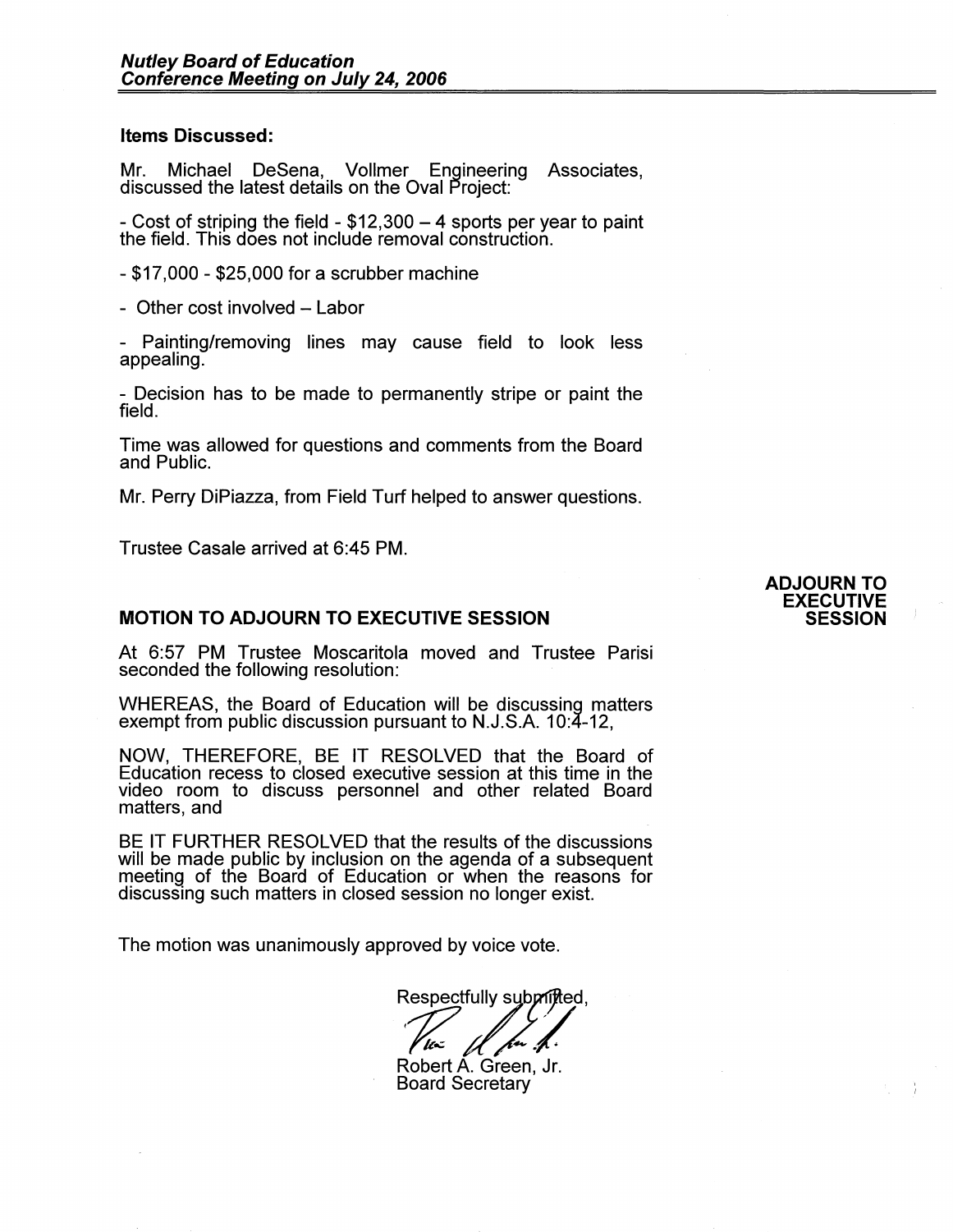**Items Discussed:**

Mr. Michael DeSena, Vollmer Engineering Associates, discussed the latest details on the Oval Project:

- Cost of striping the field - $12,300 – 4 sports per year to paint the field. This does not include removal construction.

- $17,000 - $25,000 for a scrubber machine

- Other cost involved – Labor

- Painting/removing lines may cause field to look less appealing.

- Decision has to be made to permanently stripe or paint the field.

Time was allowed for questions and comments from the Board and Public.

Mr. Perry DiPiazza, from Field Turf helped to answer questions.

Trustee Casale arrived at 6:45 PM.

**ADJOURN TO EXECUTIVE SESSION**

### MOTION TO ADJOURN TO EXECUTIVE SESSION

At 6:57 PM Trustee Moscaritola moved and Trustee Parisi seconded the following resolution:

WHEREAS, the Board of Education will be discussing matters exempt from public discussion pursuant to N.J.S.A. 10:4-12,

NOW, THEREFORE, BE IT RESOLVED that the Board of Education recess to closed executive session at this time in the video room to discuss personnel and other related Board matters, and

BE IT FURTHER RESOLVED that the results of the discussions will be made public by inclusion on the agenda of a subsequent meeting of the Board of Education or when the reasons for discussing such matters in closed session no longer exist.

The motion was unanimously approved by voice vote.

Respectfully submitted,

Robert A. Green, Jr.
Board Secretary